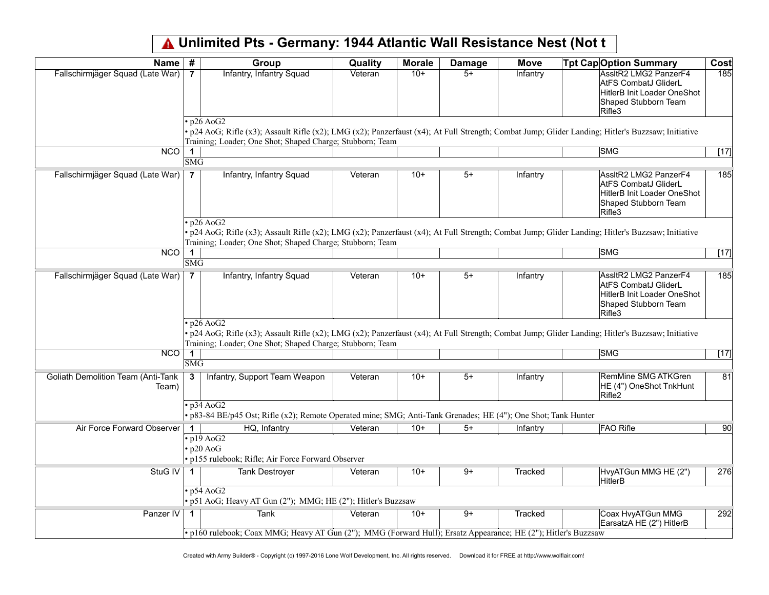# ⚠ Unlimited Pts - Germany: 1944 Atlantic Wall Resistance Nest (Not t

| Name | # | Group | Quality | Morale | Damage | Move | Tpt Cap | Option Summary | Cost |
|---|---|---|---|---|---|---|---|---|---|
| Fallschirmjäger Squad (Late War) | 7 | Infantry, Infantry Squad | Veteran | 10+ | 5+ | Infantry | | AssltR2 LMG2 PanzerF4 AtFS CombatJ GliderL HitlerB Init Loader OneShot Shaped Stubborn Team Rifle3 | 185 |
| | • p26 AoG2<br>• p24 AoG; Rifle (x3); Assault Rifle (x2); LMG (x2); Panzerfaust (x4); At Full Strength; Combat Jump; Glider Landing; Hitler's Buzzsaw; Initiative Training; Loader; One Shot; Shaped Charge; Stubborn; Team | | | | | | | | |
| NCO | 1 | | | | | | | SMG | [17] |
| | SMG | | | | | | | | |
| Fallschirmjäger Squad (Late War) | 7 | Infantry, Infantry Squad | Veteran | 10+ | 5+ | Infantry | | AssltR2 LMG2 PanzerF4 AtFS CombatJ GliderL HitlerB Init Loader OneShot Shaped Stubborn Team Rifle3 | 185 |
| | • p26 AoG2<br>• p24 AoG; Rifle (x3); Assault Rifle (x2); LMG (x2); Panzerfaust (x4); At Full Strength; Combat Jump; Glider Landing; Hitler's Buzzsaw; Initiative Training; Loader; One Shot; Shaped Charge; Stubborn; Team | | | | | | | | |
| NCO | 1 | | | | | | | SMG | [17] |
| | SMG | | | | | | | | |
| Fallschirmjäger Squad (Late War) | 7 | Infantry, Infantry Squad | Veteran | 10+ | 5+ | Infantry | | AssltR2 LMG2 PanzerF4 AtFS CombatJ GliderL HitlerB Init Loader OneShot Shaped Stubborn Team Rifle3 | 185 |
| | • p26 AoG2<br>• p24 AoG; Rifle (x3); Assault Rifle (x2); LMG (x2); Panzerfaust (x4); At Full Strength; Combat Jump; Glider Landing; Hitler's Buzzsaw; Initiative Training; Loader; One Shot; Shaped Charge; Stubborn; Team | | | | | | | | |
| NCO | 1 | | | | | | | SMG | [17] |
| | SMG | | | | | | | | |
| Goliath Demolition Team (Anti-Tank Team) | 3 | Infantry, Support Team Weapon | Veteran | 10+ | 5+ | Infantry | | RemMine SMG ATKGren HE (4") OneShot TnkHunt Rifle2 | 81 |
| | • p34 AoG2<br>• p83-84 BE/p45 Ost; Rifle (x2); Remote Operated mine; SMG; Anti-Tank Grenades; HE (4"); One Shot; Tank Hunter | | | | | | | | |
| Air Force Forward Observer | 1 | HQ, Infantry | Veteran | 10+ | 5+ | Infantry | | FAO Rifle | 90 |
| | • p19 AoG2<br>• p20 AoG<br>• p155 rulebook; Rifle; Air Force Forward Observer | | | | | | | | |
| StuG IV | 1 | Tank Destroyer | Veteran | 10+ | 9+ | Tracked | | HvyATGun MMG HE (2") HitlerB | 276 |
| | • p54 AoG2<br>• p51 AoG; Heavy AT Gun (2"); MMG; HE (2"); Hitler's Buzzsaw | | | | | | | | |
| Panzer IV | 1 | Tank | Veteran | 10+ | 9+ | Tracked | | Coax HvyATGun MMG EarsatzA HE (2") HitlerB | 292 |
| | • p160 rulebook; Coax MMG; Heavy AT Gun (2"); MMG (Forward Hull); Ersatz Appearance; HE (2"); Hitler's Buzzsaw | | | | | | | | |

Created with Army Builder® - Copyright (c) 1997-2016 Lone Wolf Development, Inc. All rights reserved. Download it for FREE at http://www.wolflair.com!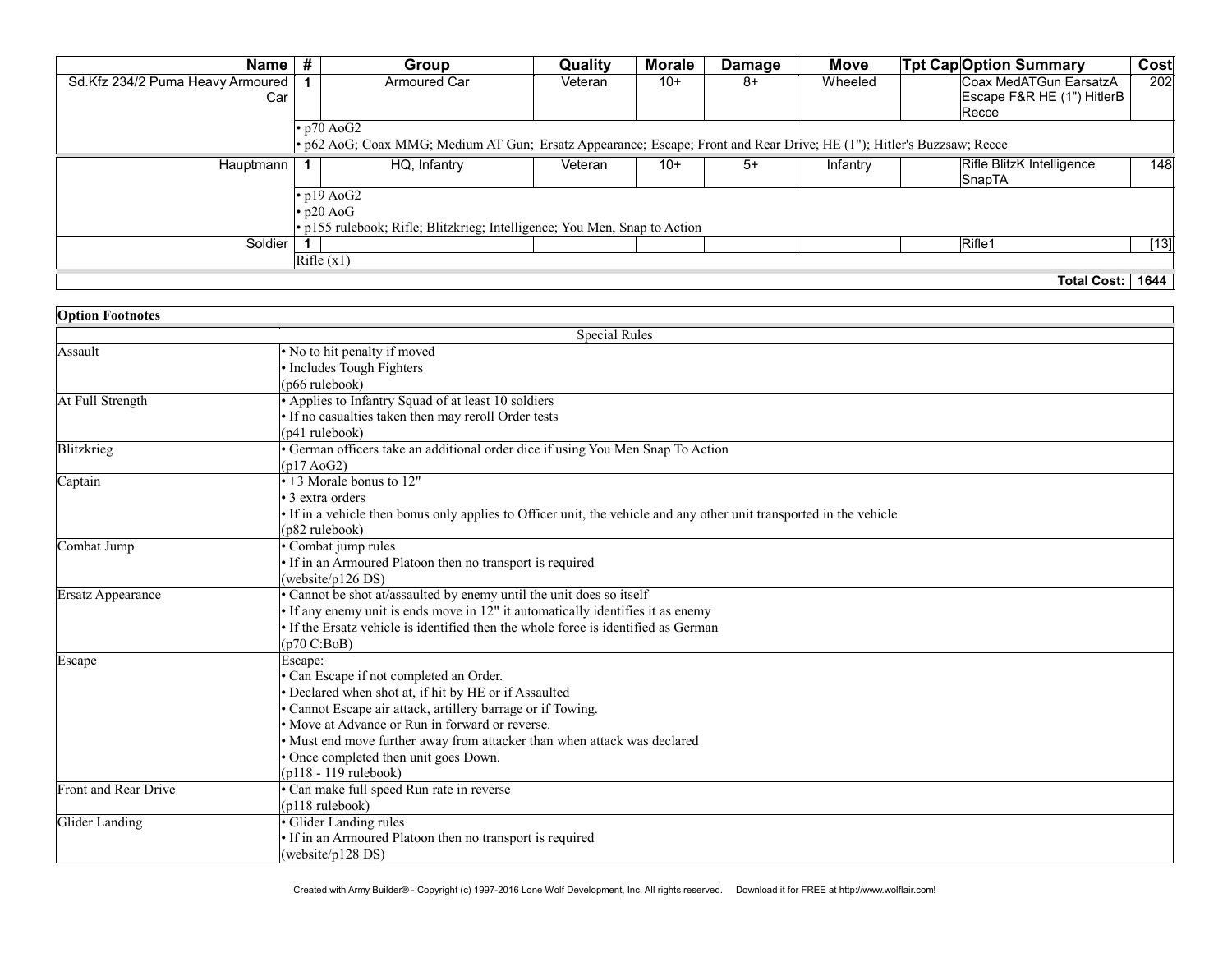| Name | # | Group | Quality | Morale | Damage | Move | Tpt Cap | Option Summary | Cost |
|---|---|---|---|---|---|---|---|---|---|
| Sd.Kfz 234/2 Puma Heavy Armoured Car | 1 | Armoured Car | Veteran | 10+ | 8+ | Wheeled | | Coax MedATGun EarsatzA Escape F&R HE (1") HitlerB Recce | 202 |
| | • p70 AoG2<br>• p62 AoG; Coax MMG; Medium AT Gun; Ersatz Appearance; Escape; Front and Rear Drive; HE (1"); Hitler's Buzzsaw; Recce | | | | | | | | |
| Hauptmann | 1 | HQ, Infantry | Veteran | 10+ | 5+ | Infantry | | Rifle BlitzK Intelligence SnapTA | 148 |
| | • p19 AoG2<br>• p20 AoG<br>• p155 rulebook; Rifle; Blitzkrieg; Intelligence; You Men, Snap to Action | | | | | | | | |
| Soldier | 1 | | | | | | | Rifle1 | [13] |
| | Rifle (x1) | | | | | | | | |
| | | | | | | | | **Total Cost:** | **1644** |

| Option Footnotes | |
|---|---|
| | Special Rules |
| Assault | • No to hit penalty if moved<br>• Includes Tough Fighters<br>(p66 rulebook) |
| At Full Strength | • Applies to Infantry Squad of at least 10 soldiers<br>• If no casualties taken then may reroll Order tests<br>(p41 rulebook) |
| Blitzkrieg | • German officers take an additional order dice if using You Men Snap To Action<br>(p17 AoG2) |
| Captain | • +3 Morale bonus to 12"<br>• 3 extra orders<br>• If in a vehicle then bonus only applies to Officer unit, the vehicle and any other unit transported in the vehicle<br>(p82 rulebook) |
| Combat Jump | • Combat jump rules<br>• If in an Armoured Platoon then no transport is required<br>(website/p126 DS) |
| Ersatz Appearance | • Cannot be shot at/assaulted by enemy until the unit does so itself<br>• If any enemy unit is ends move in 12" it automatically identifies it as enemy<br>• If the Ersatz vehicle is identified then the whole force is identified as German<br>(p70 C:BoB) |
| Escape | Escape:<br>• Can Escape if not completed an Order.<br>• Declared when shot at, if hit by HE or if Assaulted<br>• Cannot Escape air attack, artillery barrage or if Towing.<br>• Move at Advance or Run in forward or reverse.<br>• Must end move further away from attacker than when attack was declared<br>• Once completed then unit goes Down.<br>(p118 - 119 rulebook) |
| Front and Rear Drive | • Can make full speed Run rate in reverse<br>(p118 rulebook) |
| Glider Landing | • Glider Landing rules<br>• If in an Armoured Platoon then no transport is required<br>(website/p128 DS) |

Created with Army Builder® - Copyright (c) 1997-2016 Lone Wolf Development, Inc. All rights reserved. Download it for FREE at http://www.wolflair.com!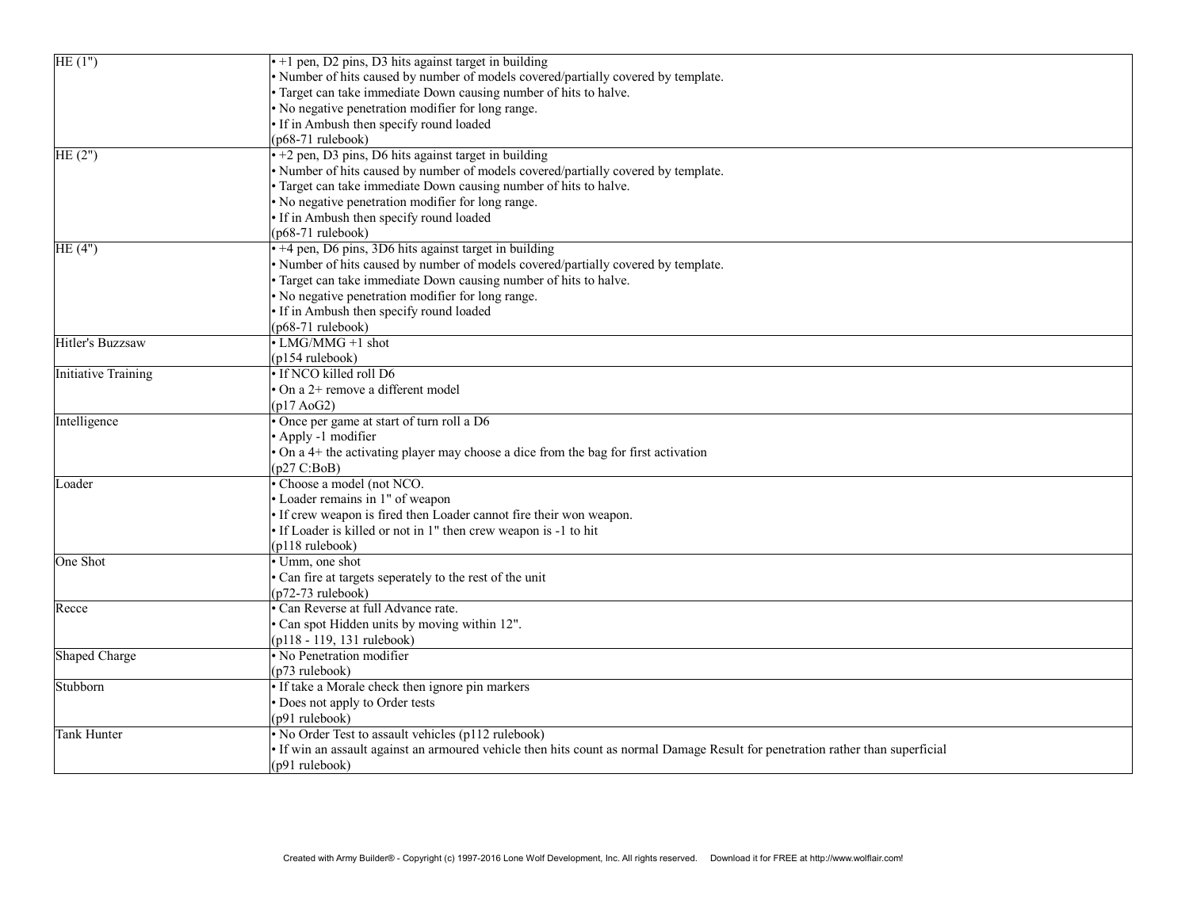| | |
|---|---|
| HE (1") | • +1 pen, D2 pins, D3 hits against target in building<br>• Number of hits caused by number of models covered/partially covered by template.<br>• Target can take immediate Down causing number of hits to halve.<br>• No negative penetration modifier for long range.<br>• If in Ambush then specify round loaded<br>(p68-71 rulebook) |
| HE (2") | • +2 pen, D3 pins, D6 hits against target in building<br>• Number of hits caused by number of models covered/partially covered by template.<br>• Target can take immediate Down causing number of hits to halve.<br>• No negative penetration modifier for long range.<br>• If in Ambush then specify round loaded<br>(p68-71 rulebook) |
| HE (4") | • +4 pen, D6 pins, 3D6 hits against target in building<br>• Number of hits caused by number of models covered/partially covered by template.<br>• Target can take immediate Down causing number of hits to halve.<br>• No negative penetration modifier for long range.<br>• If in Ambush then specify round loaded<br>(p68-71 rulebook) |
| Hitler's Buzzsaw | • LMG/MMG +1 shot<br>(p154 rulebook) |
| Initiative Training | • If NCO killed roll D6<br>• On a 2+ remove a different model<br>(p17 AoG2) |
| Intelligence | • Once per game at start of turn roll a D6<br>• Apply -1 modifier<br>• On a 4+ the activating player may choose a dice from the bag for first activation<br>(p27 C:BoB) |
| Loader | • Choose a model (not NCO.<br>• Loader remains in 1" of weapon<br>• If crew weapon is fired then Loader cannot fire their won weapon.<br>• If Loader is killed or not in 1" then crew weapon is -1 to hit<br>(p118 rulebook) |
| One Shot | • Umm, one shot<br>• Can fire at targets seperately to the rest of the unit<br>(p72-73 rulebook) |
| Recce | • Can Reverse at full Advance rate.<br>• Can spot Hidden units by moving within 12".<br>(p118 - 119, 131 rulebook) |
| Shaped Charge | • No Penetration modifier<br>(p73 rulebook) |
| Stubborn | • If take a Morale check then ignore pin markers<br>• Does not apply to Order tests<br>(p91 rulebook) |
| Tank Hunter | • No Order Test to assault vehicles (p112 rulebook)<br>• If win an assault against an armoured vehicle then hits count as normal Damage Result for penetration rather than superficial<br>(p91 rulebook) |

Created with Army Builder® - Copyright (c) 1997-2016 Lone Wolf Development, Inc. All rights reserved. Download it for FREE at http://www.wolflair.com!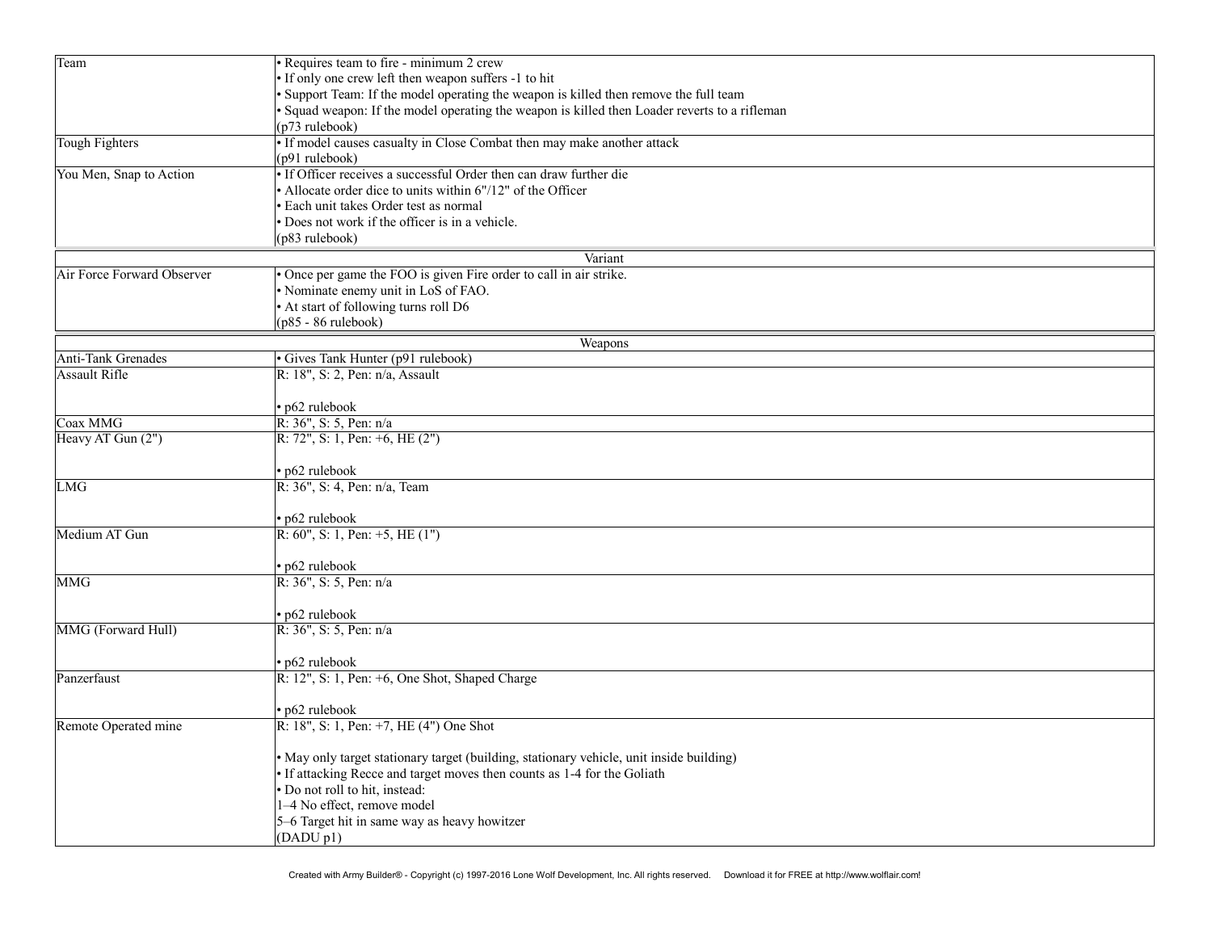| | |
|---|---|
| Team | • Requires team to fire - minimum 2 crew<br>• If only one crew left then weapon suffers -1 to hit<br>• Support Team: If the model operating the weapon is killed then remove the full team<br>• Squad weapon: If the model operating the weapon is killed then Loader reverts to a rifleman<br>(p73 rulebook) |
| Tough Fighters | • If model causes casualty in Close Combat then may make another attack<br>(p91 rulebook) |
| You Men, Snap to Action | • If Officer receives a successful Order then can draw further die<br>• Allocate order dice to units within 6"/12" of the Officer<br>• Each unit takes Order test as normal<br>• Does not work if the officer is in a vehicle.<br>(p83 rulebook) |

| Variant | |
|---|---|
| Air Force Forward Observer | • Once per game the FOO is given Fire order to call in air strike.<br>• Nominate enemy unit in LoS of FAO.<br>• At start of following turns roll D6<br>(p85 - 86 rulebook) |

| Weapons | |
|---|---|
| Anti-Tank Grenades | • Gives Tank Hunter (p91 rulebook) |
| Assault Rifle | R: 18", S: 2, Pen: n/a, Assault<br><br>• p62 rulebook |
| Coax MMG | R: 36", S: 5, Pen: n/a |
| Heavy AT Gun (2") | R: 72", S: 1, Pen: +6, HE (2")<br><br>• p62 rulebook |
| LMG | R: 36", S: 4, Pen: n/a, Team<br><br>• p62 rulebook |
| Medium AT Gun | R: 60", S: 1, Pen: +5, HE (1")<br><br>• p62 rulebook |
| MMG | R: 36", S: 5, Pen: n/a<br><br>• p62 rulebook |
| MMG (Forward Hull) | R: 36", S: 5, Pen: n/a<br><br>• p62 rulebook |
| Panzerfaust | R: 12", S: 1, Pen: +6, One Shot, Shaped Charge<br><br>• p62 rulebook |
| Remote Operated mine | R: 18", S: 1, Pen: +7, HE (4") One Shot<br><br>• May only target stationary target (building, stationary vehicle, unit inside building)<br>• If attacking Recce and target moves then counts as 1-4 for the Goliath<br>• Do not roll to hit, instead:<br>1–4 No effect, remove model<br>5–6 Target hit in same way as heavy howitzer<br>(DADU p1) |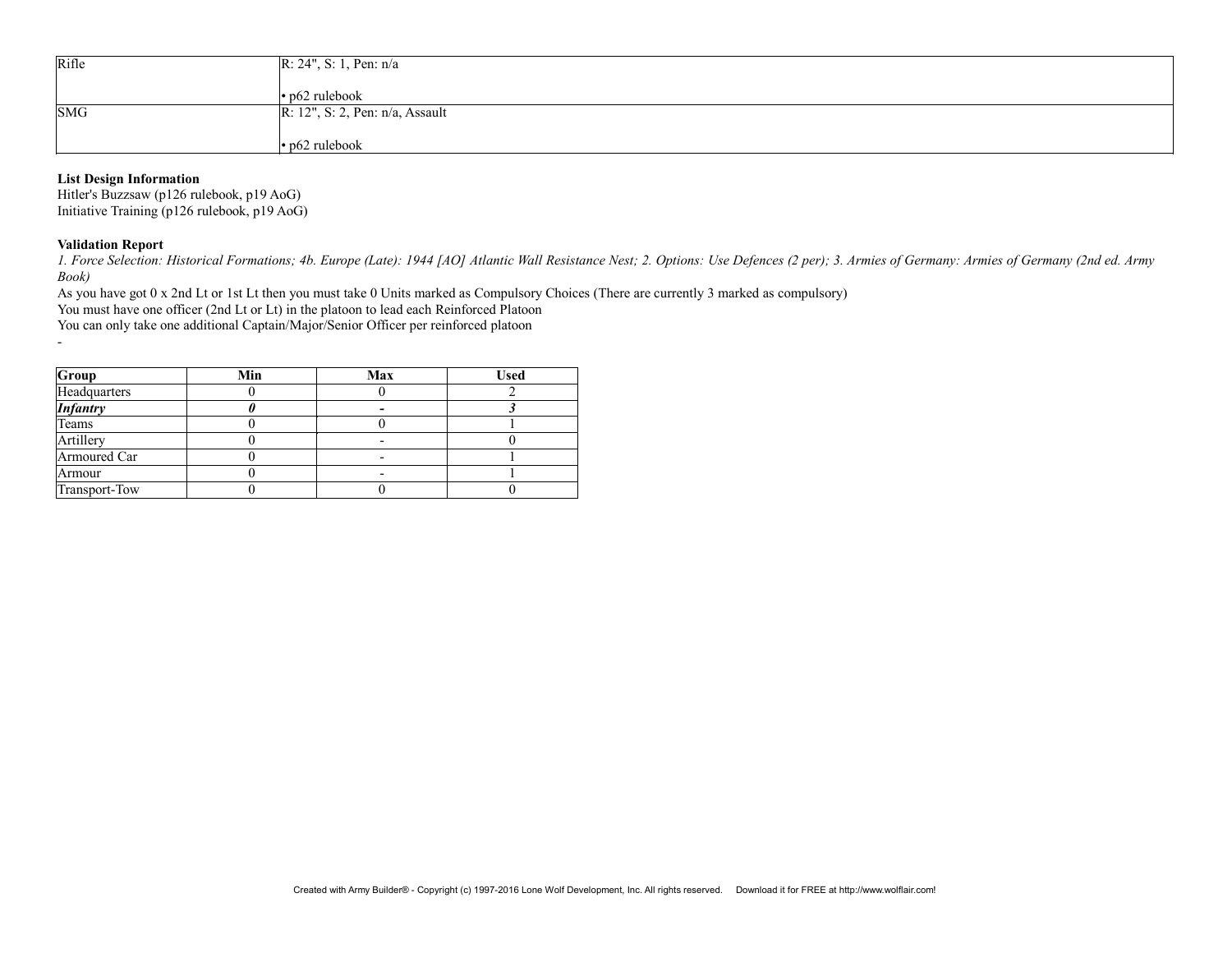| | |
|---|---|
| Rifle | R: 24", S: 1, Pen: n/a<br><br>• p62 rulebook |
| SMG | R: 12", S: 2, Pen: n/a, Assault<br><br>• p62 rulebook |

**List Design Information**

Hitler's Buzzsaw (p126 rulebook, p19 AoG)
Initiative Training (p126 rulebook, p19 AoG)

**Validation Report**

*1. Force Selection: Historical Formations; 4b. Europe (Late): 1944 [AO] Atlantic Wall Resistance Nest; 2. Options: Use Defences (2 per); 3. Armies of Germany: Armies of Germany (2nd ed. Army Book)*

As you have got 0 x 2nd Lt or 1st Lt then you must take 0 Units marked as Compulsory Choices (There are currently 3 marked as compulsory)
You must have one officer (2nd Lt or Lt) in the platoon to lead each Reinforced Platoon
You can only take one additional Captain/Major/Senior Officer per reinforced platoon

-

| Group | Min | Max | Used |
|---|---|---|---|
| Headquarters | 0 | 0 | 2 |
| ***Infantry*** | ***0*** | ***-*** | ***3*** |
| Teams | 0 | 0 | 1 |
| Artillery | 0 | - | 0 |
| Armoured Car | 0 | - | 1 |
| Armour | 0 | - | 1 |
| Transport-Tow | 0 | 0 | 0 |

Created with Army Builder® - Copyright (c) 1997-2016 Lone Wolf Development, Inc. All rights reserved. Download it for FREE at http://www.wolflair.com!